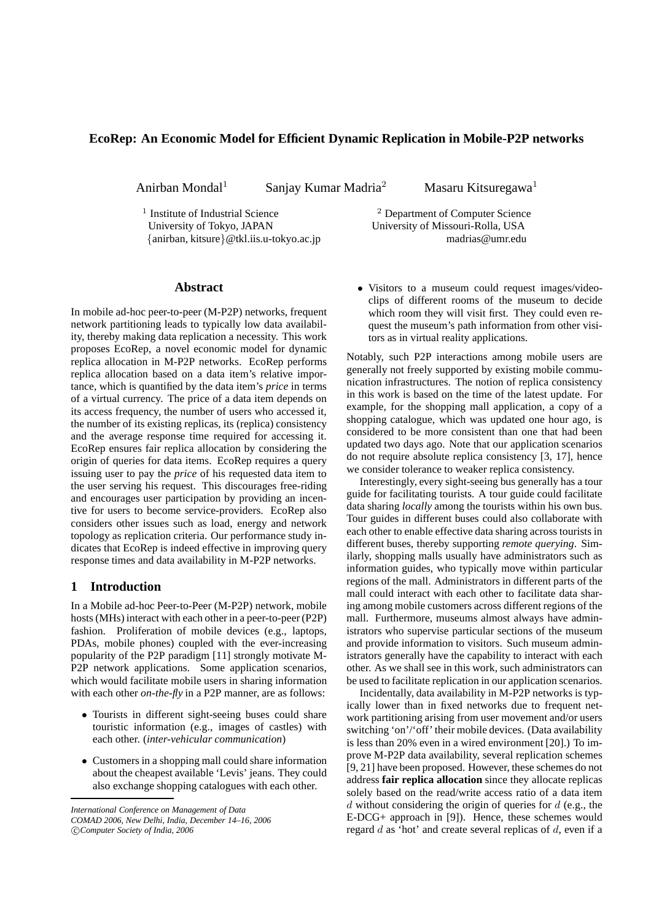# EcoRep: An Economic Model for Efficient Dynamic Replication in Mobile-P2P networks

Anirban Mondal[1] Sanjay Kumar Madria[2] Masaru Kitsuregawa[1]

[1] Institute of Industrial Science
University of Tokyo, JAPAN
{anirban, kitsure}@tkl.iis.u-tokyo.ac.jp

[2] Department of Computer Science
University of Missouri-Rolla, USA
madrias@umr.edu

## Abstract

In mobile ad-hoc peer-to-peer (M-P2P) networks, frequent network partitioning leads to typically low data availability, thereby making data replication a necessity. This work proposes EcoRep, a novel economic model for dynamic replica allocation in M-P2P networks. EcoRep performs replica allocation based on a data item's relative importance, which is quantified by the data item's *price* in terms of a virtual currency. The price of a data item depends on its access frequency, the number of users who accessed it, the number of its existing replicas, its (replica) consistency and the average response time required for accessing it. EcoRep ensures fair replica allocation by considering the origin of queries for data items. EcoRep requires a query issuing user to pay the *price* of his requested data item to the user serving his request. This discourages free-riding and encourages user participation by providing an incentive for users to become service-providers. EcoRep also considers other issues such as load, energy and network topology as replication criteria. Our performance study indicates that EcoRep is indeed effective in improving query response times and data availability in M-P2P networks.

## 1 Introduction

In a Mobile ad-hoc Peer-to-Peer (M-P2P) network, mobile hosts (MHs) interact with each other in a peer-to-peer (P2P) fashion. Proliferation of mobile devices (e.g., laptops, PDAs, mobile phones) coupled with the ever-increasing popularity of the P2P paradigm [11] strongly motivate M-P2P network applications. Some application scenarios, which would facilitate mobile users in sharing information with each other *on-the-fly* in a P2P manner, are as follows:

- Tourists in different sight-seeing buses could share touristic information (e.g., images of castles) with each other. (*inter-vehicular communication*)
- Customers in a shopping mall could share information about the cheapest available 'Levis' jeans. They could also exchange shopping catalogues with each other.
- Visitors to a museum could request images/video-clips of different rooms of the museum to decide which room they will visit first. They could even request the museum's path information from other visitors as in virtual reality applications.

Notably, such P2P interactions among mobile users are generally not freely supported by existing mobile communication infrastructures. The notion of replica consistency in this work is based on the time of the latest update. For example, for the shopping mall application, a copy of a shopping catalogue, which was updated one hour ago, is considered to be more consistent than one that had been updated two days ago. Note that our application scenarios do not require absolute replica consistency [3, 17], hence we consider tolerance to weaker replica consistency.

Interestingly, every sight-seeing bus generally has a tour guide for facilitating tourists. A tour guide could facilitate data sharing *locally* among the tourists within his own bus. Tour guides in different buses could also collaborate with each other to enable effective data sharing across tourists in different buses, thereby supporting *remote querying*. Similarly, shopping malls usually have administrators such as information guides, who typically move within particular regions of the mall. Administrators in different parts of the mall could interact with each other to facilitate data sharing among mobile customers across different regions of the mall. Furthermore, museums almost always have administrators who supervise particular sections of the museum and provide information to visitors. Such museum administrators generally have the capability to interact with each other. As we shall see in this work, such administrators can be used to facilitate replication in our application scenarios.

Incidentally, data availability in M-P2P networks is typically lower than in fixed networks due to frequent network partitioning arising from user movement and/or users switching 'on'/'off' their mobile devices. (Data availability is less than 20% even in a wired environment [20].) To improve M-P2P data availability, several replication schemes [9, 21] have been proposed. However, these schemes do not address **fair replica allocation** since they allocate replicas solely based on the read/write access ratio of a data item $d$ without considering the origin of queries for $d$ (e.g., the E-DCG+ approach in [9]). Hence, these schemes would regard $d$ as 'hot' and create several replicas of $d$, even if a

*International Conference on Management of Data*
*COMAD 2006, New Delhi, India, December 14–16, 2006*
©*Computer Society of India, 2006*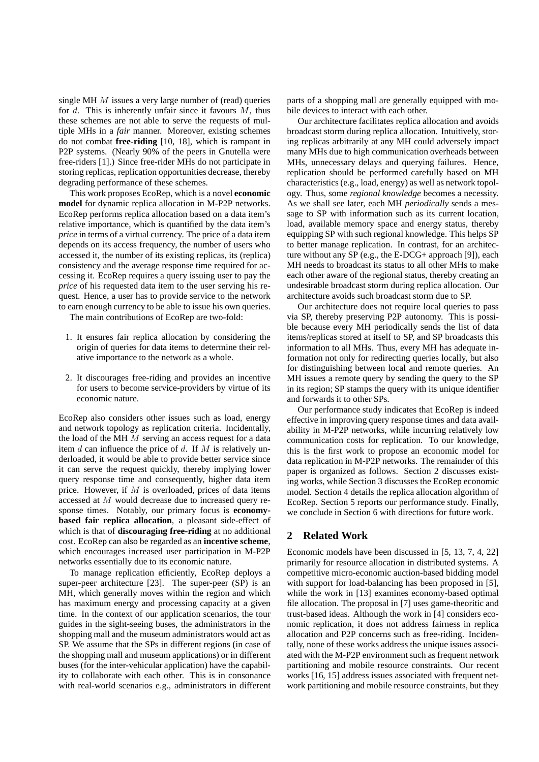single MH $M$ issues a very large number of (read) queries for $d$. This is inherently unfair since it favours $M$, thus these schemes are not able to serve the requests of multiple MHs in a *fair* manner. Moreover, existing schemes do not combat **free-riding** [10, 18], which is rampant in P2P systems. (Nearly 90% of the peers in Gnutella were free-riders [1].) Since free-rider MHs do not participate in storing replicas, replication opportunities decrease, thereby degrading performance of these schemes.

This work proposes EcoRep, which is a novel **economic model** for dynamic replica allocation in M-P2P networks. EcoRep performs replica allocation based on a data item's relative importance, which is quantified by the data item's *price* in terms of a virtual currency. The price of a data item depends on its access frequency, the number of users who accessed it, the number of its existing replicas, its (replica) consistency and the average response time required for accessing it. EcoRep requires a query issuing user to pay the *price* of his requested data item to the user serving his request. Hence, a user has to provide service to the network to earn enough currency to be able to issue his own queries.

The main contributions of EcoRep are two-fold:

1. It ensures fair replica allocation by considering the origin of queries for data items to determine their relative importance to the network as a whole.
2. It discourages free-riding and provides an incentive for users to become service-providers by virtue of its economic nature.

EcoRep also considers other issues such as load, energy and network topology as replication criteria. Incidentally, the load of the MH $M$ serving an access request for a data item $d$ can influence the price of $d$. If $M$ is relatively underloaded, it would be able to provide better service since it can serve the request quickly, thereby implying lower query response time and consequently, higher data item price. However, if $M$ is overloaded, prices of data items accessed at $M$ would decrease due to increased query response times. Notably, our primary focus is **economy-based fair replica allocation**, a pleasant side-effect of which is that of **discouraging free-riding** at no additional cost. EcoRep can also be regarded as an **incentive scheme**, which encourages increased user participation in M-P2P networks essentially due to its economic nature.

To manage replication efficiently, EcoRep deploys a super-peer architecture [23]. The super-peer (SP) is an MH, which generally moves within the region and which has maximum energy and processing capacity at a given time. In the context of our application scenarios, the tour guides in the sight-seeing buses, the administrators in the shopping mall and the museum administrators would act as SP. We assume that the SPs in different regions (in case of the shopping mall and museum applications) or in different buses (for the inter-vehicular application) have the capability to collaborate with each other. This is in consonance with real-world scenarios e.g., administrators in different parts of a shopping mall are generally equipped with mobile devices to interact with each other.

Our architecture facilitates replica allocation and avoids broadcast storm during replica allocation. Intuitively, storing replicas arbitrarily at any MH could adversely impact many MHs due to high communication overheads between MHs, unnecessary delays and querying failures. Hence, replication should be performed carefully based on MH characteristics (e.g., load, energy) as well as network topology. Thus, some *regional knowledge* becomes a necessity. As we shall see later, each MH *periodically* sends a message to SP with information such as its current location, load, available memory space and energy status, thereby equipping SP with such regional knowledge. This helps SP to better manage replication. In contrast, for an architecture without any SP (e.g., the E-DCG+ approach [9]), each MH needs to broadcast its status to all other MHs to make each other aware of the regional status, thereby creating an undesirable broadcast storm during replica allocation. Our architecture avoids such broadcast storm due to SP.

Our architecture does not require local queries to pass via SP, thereby preserving P2P autonomy. This is possible because every MH periodically sends the list of data items/replicas stored at itself to SP, and SP broadcasts this information to all MHs. Thus, every MH has adequate information not only for redirecting queries locally, but also for distinguishing between local and remote queries. An MH issues a remote query by sending the query to the SP in its region; SP stamps the query with its unique identifier and forwards it to other SPs.

Our performance study indicates that EcoRep is indeed effective in improving query response times and data availability in M-P2P networks, while incurring relatively low communication costs for replication. To our knowledge, this is the first work to propose an economic model for data replication in M-P2P networks. The remainder of this paper is organized as follows. Section 2 discusses existing works, while Section 3 discusses the EcoRep economic model. Section 4 details the replica allocation algorithm of EcoRep. Section 5 reports our performance study. Finally, we conclude in Section 6 with directions for future work.

## 2 Related Work

Economic models have been discussed in [5, 13, 7, 4, 22] primarily for resource allocation in distributed systems. A competitive micro-economic auction-based bidding model with support for load-balancing has been proposed in [5], while the work in [13] examines economy-based optimal file allocation. The proposal in [7] uses game-theoritic and trust-based ideas. Although the work in [4] considers economic replication, it does not address fairness in replica allocation and P2P concerns such as free-riding. Incidentally, none of these works address the unique issues associated with the M-P2P environment such as frequent network partitioning and mobile resource constraints. Our recent works [16, 15] address issues associated with frequent network partitioning and mobile resource constraints, but they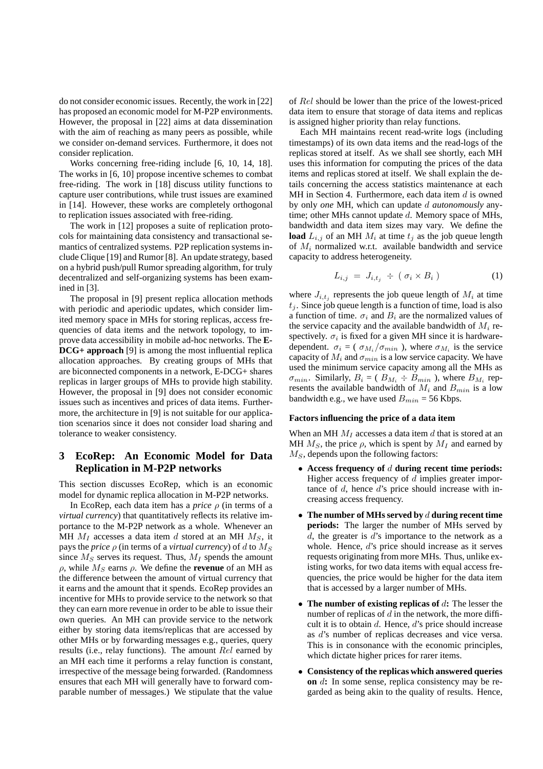do not consider economic issues. Recently, the work in [22] has proposed an economic model for M-P2P environments. However, the proposal in [22] aims at data dissemination with the aim of reaching as many peers as possible, while we consider on-demand services. Furthermore, it does not consider replication.

Works concerning free-riding include [6, 10, 14, 18]. The works in [6, 10] propose incentive schemes to combat free-riding. The work in [18] discuss utility functions to capture user contributions, while trust issues are examined in [14]. However, these works are completely orthogonal to replication issues associated with free-riding.

The work in [12] proposes a suite of replication protocols for maintaining data consistency and transactional semantics of centralized systems. P2P replication systems include Clique [19] and Rumor [8]. An update strategy, based on a hybrid push/pull Rumor spreading algorithm, for truly decentralized and self-organizing systems has been examined in [3].

The proposal in [9] present replica allocation methods with periodic and aperiodic updates, which consider limited memory space in MHs for storing replicas, access frequencies of data items and the network topology, to improve data accessibility in mobile ad-hoc networks. The **E-DCG+ approach** [9] is among the most influential replica allocation approaches. By creating groups of MHs that are biconnected components in a network, E-DCG+ shares replicas in larger groups of MHs to provide high stability. However, the proposal in [9] does not consider economic issues such as incentives and prices of data items. Furthermore, the architecture in [9] is not suitable for our application scenarios since it does not consider load sharing and tolerance to weaker consistency.

# 3 EcoRep: An Economic Model for Data Replication in M-P2P networks

This section discusses EcoRep, which is an economic model for dynamic replica allocation in M-P2P networks.

In EcoRep, each data item has a *price* $\rho$ (in terms of a *virtual currency*) that quantitatively reflects its relative importance to the M-P2P network as a whole. Whenever an MH $M_I$ accesses a data item $d$ stored at an MH $M_S$, it pays the *price* $\rho$ (in terms of a *virtual currency*) of $d$ to $M_S$ since $M_S$ serves its request. Thus, $M_I$ spends the amount $\rho$, while $M_S$ earns $\rho$. We define the **revenue** of an MH as the difference between the amount of virtual currency that it earns and the amount that it spends. EcoRep provides an incentive for MHs to provide service to the network so that they can earn more revenue in order to be able to issue their own queries. An MH can provide service to the network either by storing data items/replicas that are accessed by other MHs or by forwarding messages e.g., queries, query results (i.e., relay functions). The amount $Rel$ earned by an MH each time it performs a relay function is constant, irrespective of the message being forwarded. (Randomness ensures that each MH will generally have to forward comparable number of messages.) We stipulate that the value of $Rel$ should be lower than the price of the lowest-priced data item to ensure that storage of data items and replicas is assigned higher priority than relay functions.

Each MH maintains recent read-write logs (including timestamps) of its own data items and the read-logs of the replicas stored at itself. As we shall see shortly, each MH uses this information for computing the prices of the data items and replicas stored at itself. We shall explain the details concerning the access statistics maintenance at each MH in Section 4. Furthermore, each data item $d$ is owned by only *one* MH, which can update $d$ *autonomously* anytime; other MHs cannot update $d$. Memory space of MHs, bandwidth and data item sizes may vary. We define the **load** $L_{i,j}$ of an MH $M_i$ at time $t_j$ as the job queue length of $M_i$ normalized w.r.t. available bandwidth and service capacity to address heterogeneity.

$$L_{i,j} \;=\; J_{i,t_j} \;\div\; (\;\sigma_i \times B_i\;) \tag{1}$$

where $J_{i,t_j}$ represents the job queue length of $M_i$ at time $t_j$. Since job queue length is a function of time, load is also a function of time. $\sigma_i$ and $B_i$ are the normalized values of the service capacity and the available bandwidth of $M_i$ respectively. $\sigma_i$ is fixed for a given MH since it is hardware-dependent. $\sigma_i$ = ( $\sigma_{M_i}/\sigma_{min}$ ), where $\sigma_{M_i}$ is the service capacity of $M_i$ and $\sigma_{min}$ is a low service capacity. We have used the minimum service capacity among all the MHs as $\sigma_{min}$. Similarly, $B_i$ = ( $B_{M_i} \div B_{min}$ ), where $B_{M_i}$ represents the available bandwidth of $M_i$ and $B_{min}$ is a low bandwidth e.g., we have used $B_{min}$ = 56 Kbps.

### Factors influencing the price of a data item

When an MH $M_I$ accesses a data item $d$ that is stored at an MH $M_S$, the price $\rho$, which is spent by $M_I$ and earned by $M_S$, depends upon the following factors:

- **Access frequency of $d$ during recent time periods:** Higher access frequency of $d$ implies greater importance of $d$, hence $d$'s price should increase with increasing access frequency.
- **The number of MHs served by $d$ during recent time periods:** The larger the number of MHs served by $d$, the greater is $d$'s importance to the network as a whole. Hence, $d$'s price should increase as it serves requests originating from more MHs. Thus, unlike existing works, for two data items with equal access frequencies, the price would be higher for the data item that is accessed by a larger number of MHs.
- **The number of existing replicas of $d$:** The lesser the number of replicas of $d$ in the network, the more difficult it is to obtain $d$. Hence, $d$'s price should increase as $d$'s number of replicas decreases and vice versa. This is in consonance with the economic principles, which dictate higher prices for rarer items.
- **Consistency of the replicas which answered queries on $d$:** In some sense, replica consistency may be regarded as being akin to the quality of results. Hence,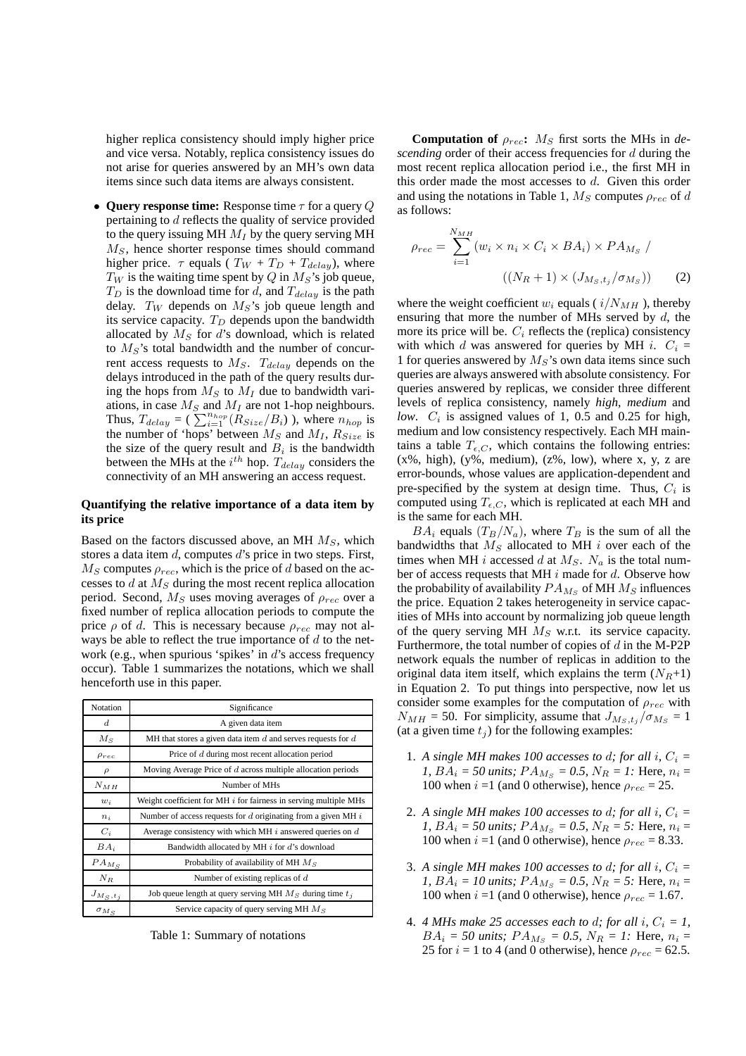higher replica consistency should imply higher price and vice versa. Notably, replica consistency issues do not arise for queries answered by an MH's own data items since such data items are always consistent.

- **Query response time:** Response time $\tau$ for a query $Q$ pertaining to $d$ reflects the quality of service provided to the query issuing MH $M_I$ by the query serving MH $M_S$, hence shorter response times should command higher price. $\tau$ equals ( $T_W$ + $T_D$ + $T_{delay}$), where $T_W$ is the waiting time spent by $Q$ in $M_S$'s job queue, $T_D$ is the download time for $d$, and $T_{delay}$ is the path delay. $T_W$ depends on $M_S$'s job queue length and its service capacity. $T_D$ depends upon the bandwidth allocated by $M_S$ for $d$'s download, which is related to $M_S$'s total bandwidth and the number of concurrent access requests to $M_S$. $T_{delay}$ depends on the delays introduced in the path of the query results during the hops from $M_S$ to $M_I$ due to bandwidth variations, in case $M_S$ and $M_I$ are not 1-hop neighbours. Thus, $T_{delay}$ = ( $\sum_{i=1}^{n_{hop}}(R_{Size}/B_i)$ ), where $n_{hop}$ is the number of 'hops' between $M_S$ and $M_I$, $R_{Size}$ is the size of the query result and $B_i$ is the bandwidth between the MHs at the $i^{th}$ hop. $T_{delay}$ considers the connectivity of an MH answering an access request.

### Quantifying the relative importance of a data item by its price

Based on the factors discussed above, an MH $M_S$, which stores a data item $d$, computes $d$'s price in two steps. First, $M_S$ computes $\rho_{rec}$, which is the price of $d$ based on the accesses to $d$ at $M_S$ during the most recent replica allocation period. Second, $M_S$ uses moving averages of $\rho_{rec}$ over a fixed number of replica allocation periods to compute the price $\rho$ of $d$. This is necessary because $\rho_{rec}$ may not always be able to reflect the true importance of $d$ to the network (e.g., when spurious 'spikes' in $d$'s access frequency occur). Table 1 summarizes the notations, which we shall henceforth use in this paper.

| Notation | Significance |
|---|---|
| $d$ | A given data item |
| $M_S$ | MH that stores a given data item $d$ and serves requests for $d$ |
| $\rho_{rec}$ | Price of $d$ during most recent allocation period |
| $\rho$ | Moving Average Price of $d$ across multiple allocation periods |
| $N_{MH}$ | Number of MHs |
| $w_i$ | Weight coefficient for MH $i$ for fairness in serving multiple MHs |
| $n_i$ | Number of access requests for $d$ originating from a given MH $i$ |
| $C_i$ | Average consistency with which MH $i$ answered queries on $d$ |
| $BA_i$ | Bandwidth allocated by MH $i$ for $d$'s download |
| $PA_{M_S}$ | Probability of availability of MH $M_S$ |
| $N_R$ | Number of existing replicas of $d$ |
| $J_{M_S,t_j}$ | Job queue length at query serving MH $M_S$ during time $t_j$ |
| $\sigma_{M_S}$ | Service capacity of query serving MH $M_S$ |

Table 1: Summary of notations

**Computation of $\rho_{rec}$:** $M_S$ first sorts the MHs in *descending* order of their access frequencies for $d$ during the most recent replica allocation period i.e., the first MH in this order made the most accesses to $d$. Given this order and using the notations in Table 1, $M_S$ computes $\rho_{rec}$ of $d$ as follows:

$$\rho_{rec} = \sum_{i=1}^{N_{MH}} (w_i \times n_i \times C_i \times BA_i) \times PA_{M_S} \; / \; ((N_R+1) \times (J_{M_S,t_j}/\sigma_{M_S})) \qquad (2)$$

where the weight coefficient $w_i$ equals ( $i/N_{MH}$ ), thereby ensuring that more the number of MHs served by $d$, the more its price will be. $C_i$ reflects the (replica) consistency with which $d$ was answered for queries by MH $i$. $C_i$ = 1 for queries answered by $M_S$'s own data items since such queries are always answered with absolute consistency. For queries answered by replicas, we consider three different levels of replica consistency, namely *high*, *medium* and *low*. $C_i$ is assigned values of 1, 0.5 and 0.25 for high, medium and low consistency respectively. Each MH maintains a table $T_{\epsilon,C}$, which contains the following entries: (x%, high), (y%, medium), (z%, low), where x, y, z are error-bounds, whose values are application-dependent and pre-specified by the system at design time. Thus, $C_i$ is computed using $T_{\epsilon,C}$, which is replicated at each MH and is the same for each MH.

$BA_i$ equals ($T_B/N_a$), where $T_B$ is the sum of all the bandwidths that $M_S$ allocated to MH $i$ over each of the times when MH $i$ accessed $d$ at $M_S$. $N_a$ is the total number of access requests that MH $i$ made for $d$. Observe how the probability of availability $PA_{M_S}$ of MH $M_S$ influences the price. Equation 2 takes heterogeneity in service capacities of MHs into account by normalizing job queue length of the query serving MH $M_S$ w.r.t. its service capacity. Furthermore, the total number of copies of $d$ in the M-P2P network equals the number of replicas in addition to the original data item itself, which explains the term ($N_R$+1) in Equation 2. To put things into perspective, now let us consider some examples for the computation of $\rho_{rec}$ with $N_{MH}$ = 50. For simplicity, assume that $J_{M_S,t_j}/\sigma_{M_S}$ = 1 (at a given time $t_j$) for the following examples:

1. *A single MH makes 100 accesses to* $d$*; for all* $i$*,* $C_i$ *= 1,* $BA_i$ *= 50 units;* $PA_{M_S}$ *= 0.5,* $N_R$ *= 1:* Here, $n_i$ = 100 when $i$ =1 (and 0 otherwise), hence $\rho_{rec}$ = 25.

2. *A single MH makes 100 accesses to* $d$*; for all* $i$*,* $C_i$ *= 1,* $BA_i$ *= 50 units;* $PA_{M_S}$ *= 0.5,* $N_R$ *= 5:* Here, $n_i$ = 100 when $i$ =1 (and 0 otherwise), hence $\rho_{rec}$ = 8.33.

3. *A single MH makes 100 accesses to* $d$*; for all* $i$*,* $C_i$ *= 1,* $BA_i$ *= 10 units;* $PA_{M_S}$ *= 0.5,* $N_R$ *= 5:* Here, $n_i$ = 100 when $i$ =1 (and 0 otherwise), hence $\rho_{rec}$ = 1.67.

4. *4 MHs make 25 accesses each to* $d$*; for all* $i$*,* $C_i$ *= 1,* $BA_i$ *= 50 units;* $PA_{M_S}$ *= 0.5,* $N_R$ *= 1:* Here, $n_i$ = 25 for $i$ = 1 to 4 (and 0 otherwise), hence $\rho_{rec}$ = 62.5.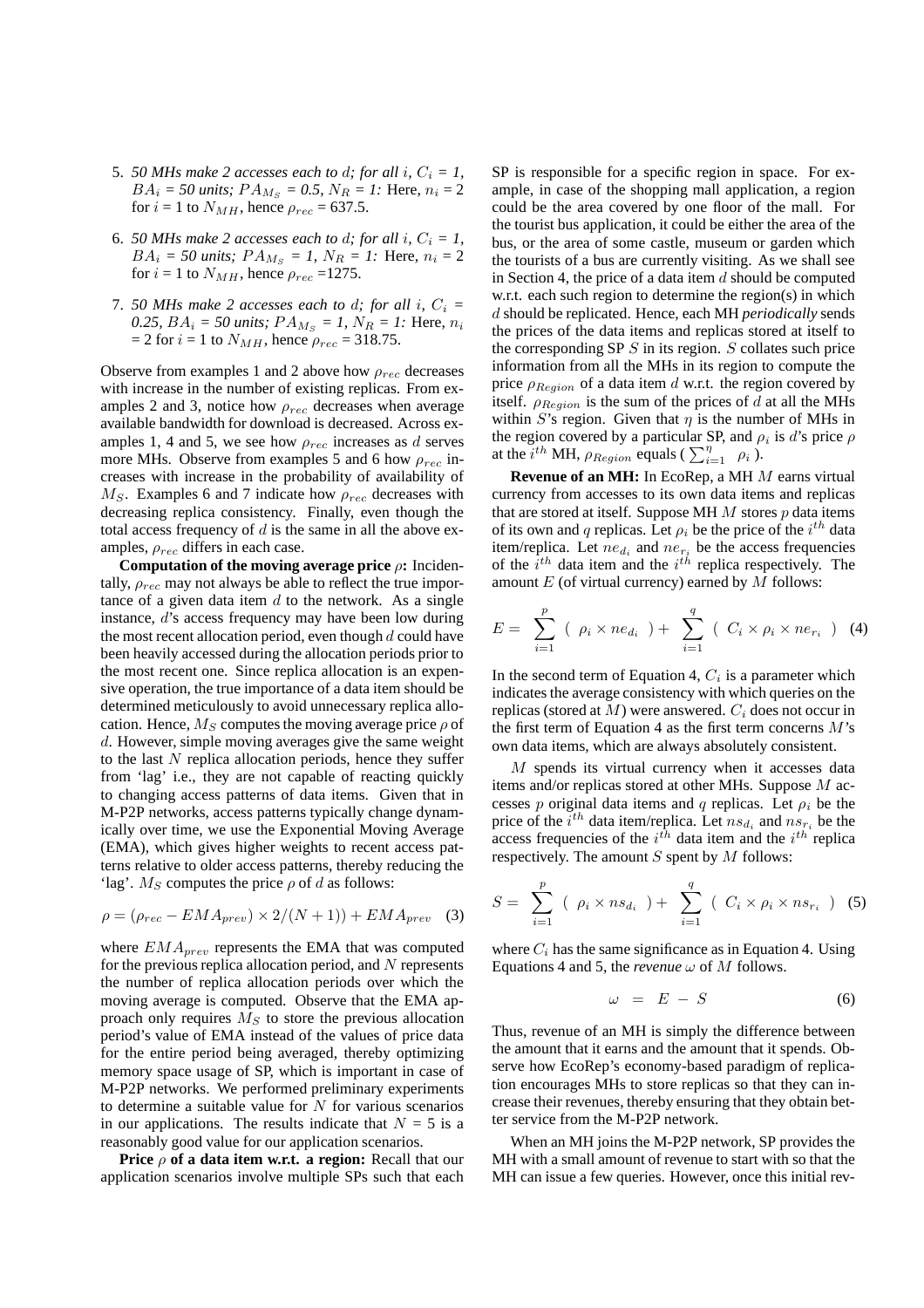5. *50 MHs make 2 accesses each to $d$; for all $i$, $C_i$ = 1, $BA_i$ = 50 units; $PA_{M_S}$ = 0.5, $N_R$ = 1:* Here, $n_i$ = 2 for $i$ = 1 to $N_{MH}$, hence $\rho_{rec}$ = 637.5.

6. *50 MHs make 2 accesses each to $d$; for all $i$, $C_i$ = 1, $BA_i$ = 50 units; $PA_{M_S}$ = 1, $N_R$ = 1:* Here, $n_i$ = 2 for $i$ = 1 to $N_{MH}$, hence $\rho_{rec}$ =1275.

7. *50 MHs make 2 accesses each to $d$; for all $i$, $C_i$ = 0.25, $BA_i$ = 50 units; $PA_{M_S}$ = 1, $N_R$ = 1:* Here, $n_i$ = 2 for $i$ = 1 to $N_{MH}$, hence $\rho_{rec}$ = 318.75.

Observe from examples 1 and 2 above how $\rho_{rec}$ decreases with increase in the number of existing replicas. From examples 2 and 3, notice how $\rho_{rec}$ decreases when average available bandwidth for download is decreased. Across examples 1, 4 and 5, we see how $\rho_{rec}$ increases as $d$ serves more MHs. Observe from examples 5 and 6 how $\rho_{rec}$ increases with increase in the probability of availability of $M_S$. Examples 6 and 7 indicate how $\rho_{rec}$ decreases with decreasing replica consistency. Finally, even though the total access frequency of $d$ is the same in all the above examples, $\rho_{rec}$ differs in each case.

**Computation of the moving average price $\rho$:** Incidentally, $\rho_{rec}$ may not always be able to reflect the true importance of a given data item $d$ to the network. As a single instance, $d$'s access frequency may have been low during the most recent allocation period, even though $d$ could have been heavily accessed during the allocation periods prior to the most recent one. Since replica allocation is an expensive operation, the true importance of a data item should be determined meticulously to avoid unnecessary replica allocation. Hence, $M_S$ computes the moving average price $\rho$ of $d$. However, simple moving averages give the same weight to the last $N$ replica allocation periods, hence they suffer from 'lag' i.e., they are not capable of reacting quickly to changing access patterns of data items. Given that in M-P2P networks, access patterns typically change dynamically over time, we use the Exponential Moving Average (EMA), which gives higher weights to recent access patterns relative to older access patterns, thereby reducing the 'lag'. $M_S$ computes the price $\rho$ of $d$ as follows:

$$\rho = (\rho_{rec} - EMA_{prev}) \times 2/(N+1)) + EMA_{prev} \quad (3)$$

where $EMA_{prev}$ represents the EMA that was computed for the previous replica allocation period, and $N$ represents the number of replica allocation periods over which the moving average is computed. Observe that the EMA approach only requires $M_S$ to store the previous allocation period's value of EMA instead of the values of price data for the entire period being averaged, thereby optimizing memory space usage of SP, which is important in case of M-P2P networks. We performed preliminary experiments to determine a suitable value for $N$ for various scenarios in our applications. The results indicate that $N$ = 5 is a reasonably good value for our application scenarios.

**Price $\rho$ of a data item w.r.t. a region:** Recall that our application scenarios involve multiple SPs such that each SP is responsible for a specific region in space. For example, in case of the shopping mall application, a region could be the area covered by one floor of the mall. For the tourist bus application, it could be either the area of the bus, or the area of some castle, museum or garden which the tourists of a bus are currently visiting. As we shall see in Section 4, the price of a data item $d$ should be computed w.r.t. each such region to determine the region(s) in which $d$ should be replicated. Hence, each MH *periodically* sends the prices of the data items and replicas stored at itself to the corresponding SP $S$ in its region. $S$ collates such price information from all the MHs in its region to compute the price $\rho_{Region}$ of a data item $d$ w.r.t. the region covered by itself. $\rho_{Region}$ is the sum of the prices of $d$ at all the MHs within $S$'s region. Given that $\eta$ is the number of MHs in the region covered by a particular SP, and $\rho_i$ is $d$'s price $\rho$ at the $i^{th}$ MH, $\rho_{Region}$ equals ( $\sum_{i=1}^{\eta} \rho_i$ ).

**Revenue of an MH:** In EcoRep, a MH $M$ earns virtual currency from accesses to its own data items and replicas that are stored at itself. Suppose MH $M$ stores $p$ data items of its own and $q$ replicas. Let $\rho_i$ be the price of the $i^{th}$ data item/replica. Let $ne_{d_i}$ and $ne_{r_i}$ be the access frequencies of the $i^{th}$ data item and the $i^{th}$ replica respectively. The amount $E$ (of virtual currency) earned by $M$ follows:

$$E = \sum_{i=1}^{p} ( \rho_i \times ne_{d_i} ) + \sum_{i=1}^{q} ( C_i \times \rho_i \times ne_{r_i} ) \quad (4)$$

In the second term of Equation 4, $C_i$ is a parameter which indicates the average consistency with which queries on the replicas (stored at $M$) were answered. $C_i$ does not occur in the first term of Equation 4 as the first term concerns $M$'s own data items, which are always absolutely consistent.

$M$ spends its virtual currency when it accesses data items and/or replicas stored at other MHs. Suppose $M$ accesses $p$ original data items and $q$ replicas. Let $\rho_i$ be the price of the $i^{th}$ data item/replica. Let $ns_{d_i}$ and $ns_{r_i}$ be the access frequencies of the $i^{th}$ data item and the $i^{th}$ replica respectively. The amount $S$ spent by $M$ follows:

$$S = \sum_{i=1}^{p} ( \rho_i \times ns_{d_i} ) + \sum_{i=1}^{q} ( C_i \times \rho_i \times ns_{r_i} ) \quad (5)$$

where $C_i$ has the same significance as in Equation 4. Using Equations 4 and 5, the *revenue* $\omega$ of $M$ follows.

$$\omega = E - S \quad (6)$$

Thus, revenue of an MH is simply the difference between the amount that it earns and the amount that it spends. Observe how EcoRep's economy-based paradigm of replication encourages MHs to store replicas so that they can increase their revenues, thereby ensuring that they obtain better service from the M-P2P network.

When an MH joins the M-P2P network, SP provides the MH with a small amount of revenue to start with so that the MH can issue a few queries. However, once this initial rev-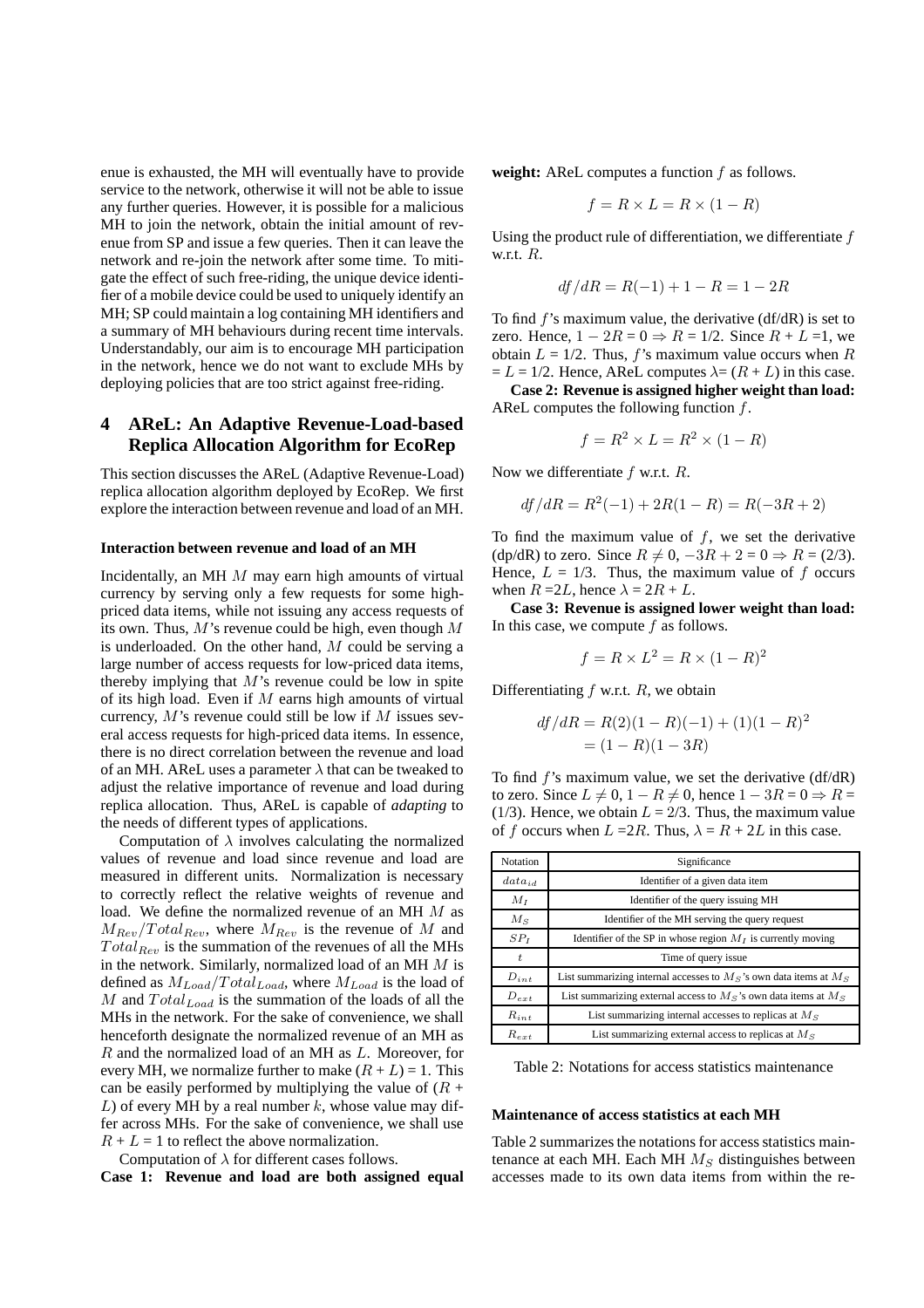enue is exhausted, the MH will eventually have to provide service to the network, otherwise it will not be able to issue any further queries. However, it is possible for a malicious MH to join the network, obtain the initial amount of revenue from SP and issue a few queries. Then it can leave the network and re-join the network after some time. To mitigate the effect of such free-riding, the unique device identifier of a mobile device could be used to uniquely identify an MH; SP could maintain a log containing MH identifiers and a summary of MH behaviours during recent time intervals. Understandably, our aim is to encourage MH participation in the network, hence we do not want to exclude MHs by deploying policies that are too strict against free-riding.

## 4 AReL: An Adaptive Revenue-Load-based Replica Allocation Algorithm for EcoRep

This section discusses the AReL (Adaptive Revenue-Load) replica allocation algorithm deployed by EcoRep. We first explore the interaction between revenue and load of an MH.

#### Interaction between revenue and load of an MH

Incidentally, an MH $M$ may earn high amounts of virtual currency by serving only a few requests for some high-priced data items, while not issuing any access requests of its own. Thus, $M$'s revenue could be high, even though $M$ is underloaded. On the other hand, $M$ could be serving a large number of access requests for low-priced data items, thereby implying that $M$'s revenue could be low in spite of its high load. Even if $M$ earns high amounts of virtual currency, $M$'s revenue could still be low if $M$ issues several access requests for high-priced data items. In essence, there is no direct correlation between the revenue and load of an MH. AReL uses a parameter $\lambda$ that can be tweaked to adjust the relative importance of revenue and load during replica allocation. Thus, AReL is capable of *adapting* to the needs of different types of applications.

Computation of $\lambda$ involves calculating the normalized values of revenue and load since revenue and load are measured in different units. Normalization is necessary to correctly reflect the relative weights of revenue and load. We define the normalized revenue of an MH $M$ as $M_{Rev}/Total_{Rev}$, where $M_{Rev}$ is the revenue of $M$ and $Total_{Rev}$ is the summation of the revenues of all the MHs in the network. Similarly, normalized load of an MH $M$ is defined as $M_{Load}/Total_{Load}$, where $M_{Load}$ is the load of $M$ and $Total_{Load}$ is the summation of the loads of all the MHs in the network. For the sake of convenience, we shall henceforth designate the normalized revenue of an MH as $R$ and the normalized load of an MH as $L$. Moreover, for every MH, we normalize further to make ($R$ + $L$) = 1. This can be easily performed by multiplying the value of ($R$ + $L$) of every MH by a real number $k$, whose value may differ across MHs. For the sake of convenience, we shall use $R$ + $L$ = 1 to reflect the above normalization.

Computation of $\lambda$ for different cases follows.

**Case 1: Revenue and load are both assigned equal weight:** AReL computes a function $f$ as follows.

$$f = R \times L = R \times (1 - R)$$

Using the product rule of differentiation, we differentiate $f$ w.r.t. $R$.

$$df/dR = R(-1) + 1 - R = 1 - 2R$$

To find $f$'s maximum value, the derivative (df/dR) is set to zero. Hence, $1 - 2R = 0 \Rightarrow R = 1/2$. Since $R + L = 1$, we obtain $L = 1/2$. Thus, $f$'s maximum value occurs when $R = L = 1/2$. Hence, AReL computes $\lambda = (R + L)$ in this case.

**Case 2: Revenue is assigned higher weight than load:** AReL computes the following function $f$.

$$f = R^2 \times L = R^2 \times (1 - R)$$

Now we differentiate $f$ w.r.t. $R$.

$$df/dR = R^2(-1) + 2R(1 - R) = R(-3R + 2)$$

To find the maximum value of $f$, we set the derivative (dp/dR) to zero. Since $R \neq 0$, $-3R + 2 = 0 \Rightarrow R = (2/3)$. Hence, $L = 1/3$. Thus, the maximum value of $f$ occurs when $R = 2L$, hence $\lambda = 2R + L$.

**Case 3: Revenue is assigned lower weight than load:** In this case, we compute $f$ as follows.

$$f = R \times L^2 = R \times (1 - R)^2$$

Differentiating $f$ w.r.t. $R$, we obtain

$$\begin{aligned} df/dR &= R(2)(1 - R)(-1) + (1)(1 - R)^2 \\ &= (1 - R)(1 - 3R) \end{aligned}$$

To find $f$'s maximum value, we set the derivative (df/dR) to zero. Since $L \neq 0$, $1 - R \neq 0$, hence $1 - 3R = 0 \Rightarrow R = (1/3)$. Hence, we obtain $L = 2/3$. Thus, the maximum value of $f$ occurs when $L = 2R$. Thus, $\lambda = R + 2L$ in this case.

| Notation | Significance |
|---|---|
| $data_{id}$ | Identifier of a given data item |
| $M_I$ | Identifier of the query issuing MH |
| $M_S$ | Identifier of the MH serving the query request |
| $SP_I$ | Identifier of the SP in whose region $M_I$ is currently moving |
| $t$ | Time of query issue |
| $D_{int}$ | List summarizing internal accesses to $M_S$'s own data items at $M_S$ |
| $D_{ext}$ | List summarizing external access to $M_S$'s own data items at $M_S$ |
| $R_{int}$ | List summarizing internal accesses to replicas at $M_S$ |
| $R_{ext}$ | List summarizing external access to replicas at $M_S$ |

Table 2: Notations for access statistics maintenance

#### Maintenance of access statistics at each MH

Table 2 summarizes the notations for access statistics maintenance at each MH. Each MH $M_S$ distinguishes between accesses made to its own data items from within the re-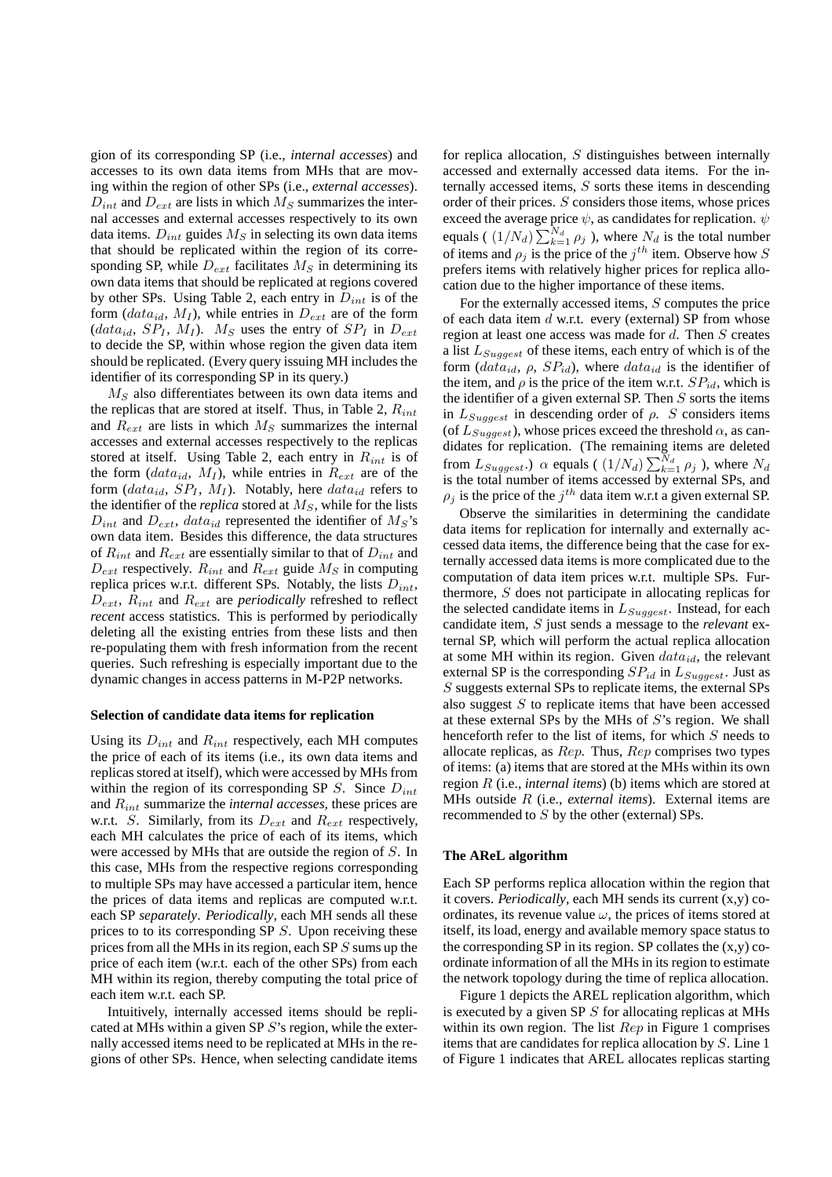gion of its corresponding SP (i.e., *internal accesses*) and accesses to its own data items from MHs that are moving within the region of other SPs (i.e., *external accesses*). $D_{int}$ and $D_{ext}$ are lists in which $M_S$ summarizes the internal accesses and external accesses respectively to its own data items. $D_{int}$ guides $M_S$ in selecting its own data items that should be replicated within the region of its corresponding SP, while $D_{ext}$ facilitates $M_S$ in determining its own data items that should be replicated at regions covered by other SPs. Using Table 2, each entry in $D_{int}$ is of the form ($data_{id}$, $M_I$), while entries in $D_{ext}$ are of the form ($data_{id}$, $SP_I$, $M_I$). $M_S$ uses the entry of $SP_I$ in $D_{ext}$ to decide the SP, within whose region the given data item should be replicated. (Every query issuing MH includes the identifier of its corresponding SP in its query.)

$M_S$ also differentiates between its own data items and the replicas that are stored at itself. Thus, in Table 2, $R_{int}$ and $R_{ext}$ are lists in which $M_S$ summarizes the internal accesses and external accesses respectively to the replicas stored at itself. Using Table 2, each entry in $R_{int}$ is of the form ($data_{id}$, $M_I$), while entries in $R_{ext}$ are of the form ($data_{id}$, $SP_I$, $M_I$). Notably, here $data_{id}$ refers to the identifier of the *replica* stored at $M_S$, while for the lists $D_{int}$ and $D_{ext}$, $data_{id}$ represented the identifier of $M_S$'s own data item. Besides this difference, the data structures of $R_{int}$ and $R_{ext}$ are essentially similar to that of $D_{int}$ and $D_{ext}$ respectively. $R_{int}$ and $R_{ext}$ guide $M_S$ in computing replica prices w.r.t. different SPs. Notably, the lists $D_{int}$, $D_{ext}$, $R_{int}$ and $R_{ext}$ are *periodically* refreshed to reflect *recent* access statistics. This is performed by periodically deleting all the existing entries from these lists and then re-populating them with fresh information from the recent queries. Such refreshing is especially important due to the dynamic changes in access patterns in M-P2P networks.

**Selection of candidate data items for replication**

Using its $D_{int}$ and $R_{int}$ respectively, each MH computes the price of each of its items (i.e., its own data items and replicas stored at itself), which were accessed by MHs from within the region of its corresponding SP $S$. Since $D_{int}$ and $R_{int}$ summarize the *internal accesses*, these prices are w.r.t. $S$. Similarly, from its $D_{ext}$ and $R_{ext}$ respectively, each MH calculates the price of each of its items, which were accessed by MHs that are outside the region of $S$. In this case, MHs from the respective regions corresponding to multiple SPs may have accessed a particular item, hence the prices of data items and replicas are computed w.r.t. each SP *separately*. *Periodically*, each MH sends all these prices to its corresponding SP $S$. Upon receiving these prices from all the MHs in its region, each SP $S$ sums up the price of each item (w.r.t. each of the other SPs) from each MH within its region, thereby computing the total price of each item w.r.t. each SP.

Intuitively, internally accessed items should be replicated at MHs within a given SP $S$'s region, while the externally accessed items need to be replicated at MHs in the regions of other SPs. Hence, when selecting candidate items for replica allocation, $S$ distinguishes between internally accessed and externally accessed data items. For the internally accessed items, $S$ sorts these items in descending order of their prices. $S$ considers those items, whose prices exceed the average price $\psi$, as candidates for replication. $\psi$ equals ( $(1/N_d)\sum_{k=1}^{N_d}\rho_j$ ), where $N_d$ is the total number of items and $\rho_j$ is the price of the $j^{th}$ item. Observe how $S$ prefers items with relatively higher prices for replica allocation due to the higher importance of these items.

For the externally accessed items, $S$ computes the price of each data item $d$ w.r.t. every (external) SP from whose region at least one access was made for $d$. Then $S$ creates a list $L_{Suggest}$ of these items, each entry of which is of the form ($data_{id}$, $\rho$, $SP_{id}$), where $data_{id}$ is the identifier of the item, and $\rho$ is the price of the item w.r.t. $SP_{id}$, which is the identifier of a given external SP. Then $S$ sorts the items in $L_{Suggest}$ in descending order of $\rho$. $S$ considers items (of $L_{Suggest}$), whose prices exceed the threshold $\alpha$, as candidates for replication. (The remaining items are deleted from $L_{Suggest}$.) $\alpha$ equals ( $(1/N_d)\sum_{k=1}^{N_d}\rho_j$ ), where $N_d$ is the total number of items accessed by external SPs, and $\rho_j$ is the price of the $j^{th}$ data item w.r.t a given external SP.

Observe the similarities in determining the candidate data items for replication for internally and externally accessed data items, the difference being that the case for externally accessed data items is more complicated due to the computation of data item prices w.r.t. multiple SPs. Furthermore, $S$ does not participate in allocating replicas for the selected candidate items in $L_{Suggest}$. Instead, for each candidate item, $S$ just sends a message to the *relevant* external SP, which will perform the actual replica allocation at some MH within its region. Given $data_{id}$, the relevant external SP is the corresponding $SP_{id}$ in $L_{Suggest}$. Just as $S$ suggests external SPs to replicate items, the external SPs also suggest $S$ to replicate items that have been accessed at these external SPs by the MHs of $S$'s region. We shall henceforth refer to the list of items, for which $S$ needs to allocate replicas, as $Rep$. Thus, $Rep$ comprises two types of items: (a) items that are stored at the MHs within its own region $R$ (i.e., *internal items*) (b) items which are stored at MHs outside $R$ (i.e., *external items*). External items are recommended to $S$ by the other (external) SPs.

**The AReL algorithm**

Each SP performs replica allocation within the region that it covers. *Periodically*, each MH sends its current (x,y) coordinates, its revenue value $\omega$, the prices of items stored at itself, its load, energy and available memory space status to the corresponding SP in its region. SP collates the (x,y) coordinate information of all the MHs in its region to estimate the network topology during the time of replica allocation.

Figure 1 depicts the AREL replication algorithm, which is executed by a given SP $S$ for allocating replicas at MHs within its own region. The list $Rep$ in Figure 1 comprises items that are candidates for replica allocation by $S$. Line 1 of Figure 1 indicates that AREL allocates replicas starting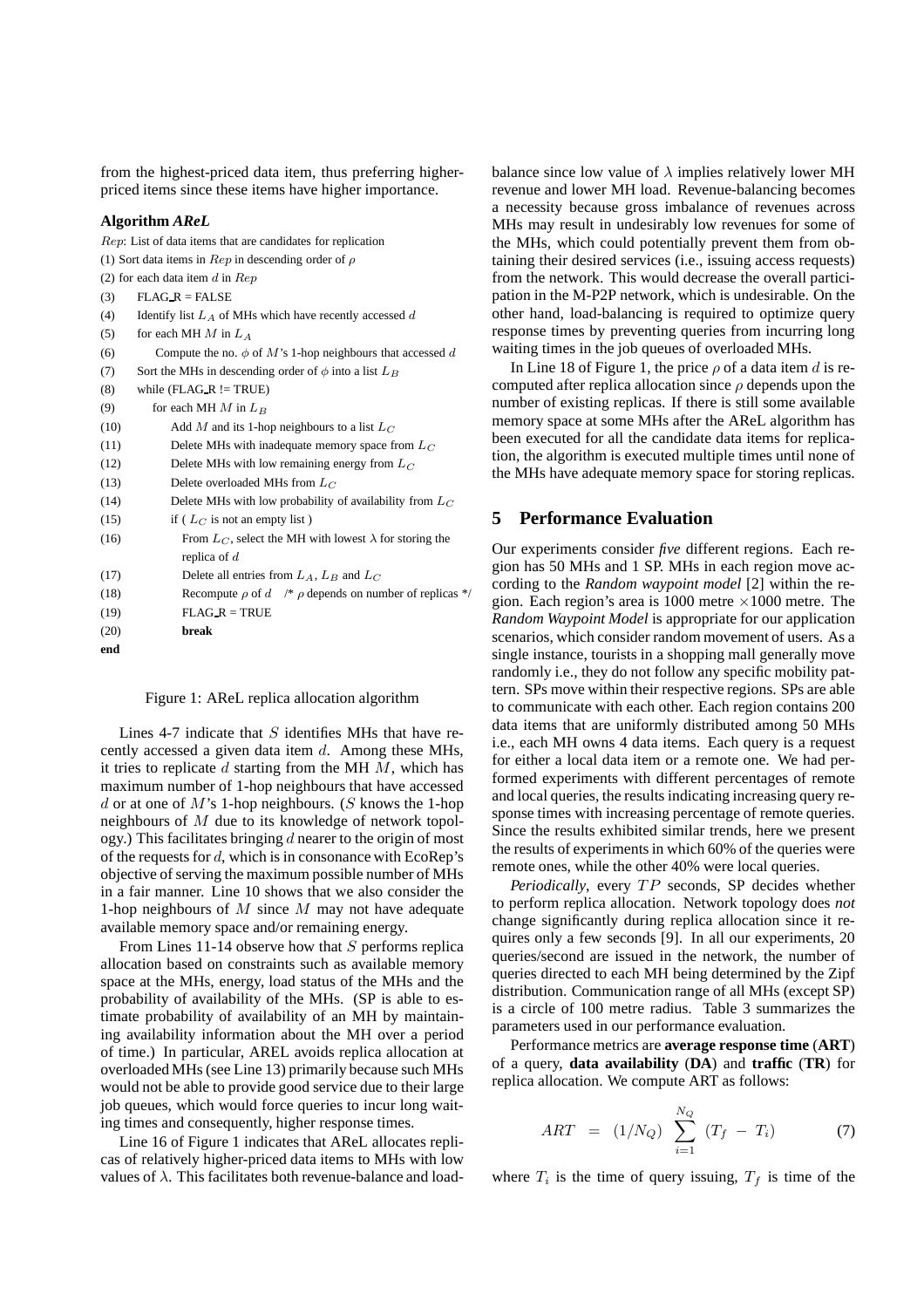from the highest-priced data item, thus preferring higher-priced items since these items have higher importance.

**Algorithm *AReL***

```
Rep: List of data items that are candidates for replication
(1) Sort data items in Rep in descending order of ρ
(2) for each data item d in Rep
(3)     FLAG_R = FALSE
(4)     Identify list L_A of MHs which have recently accessed d
(5)     for each MH M in L_A
(6)         Compute the no. φ of M's 1-hop neighbours that accessed d
(7)     Sort the MHs in descending order of φ into a list L_B
(8)     while (FLAG_R != TRUE)
(9)         for each MH M in L_B
(10)            Add M and its 1-hop neighbours to a list L_C
(11)            Delete MHs with inadequate memory space from L_C
(12)            Delete MHs with low remaining energy from L_C
(13)            Delete overloaded MHs from L_C
(14)            Delete MHs with low probability of availability from L_C
(15)            if ( L_C is not an empty list )
(16)                From L_C, select the MH with lowest λ for storing the
                    replica of d
(17)                Delete all entries from L_A, L_B and L_C
(18)                Recompute ρ of d   /* ρ depends on number of replicas */
(19)                FLAG_R = TRUE
(20)                break
end
```

Figure 1: AReL replica allocation algorithm

Lines 4-7 indicate that $S$ identifies MHs that have recently accessed a given data item $d$. Among these MHs, it tries to replicate $d$ starting from the MH $M$, which has maximum number of 1-hop neighbours that have accessed $d$ or at one of $M$'s 1-hop neighbours. ($S$ knows the 1-hop neighbours of $M$ due to its knowledge of network topology.) This facilitates bringing $d$ nearer to the origin of most of the requests for $d$, which is in consonance with EcoRep's objective of serving the maximum possible number of MHs in a fair manner. Line 10 shows that we also consider the 1-hop neighbours of $M$ since $M$ may not have adequate available memory space and/or remaining energy.

From Lines 11-14 observe how that $S$ performs replica allocation based on constraints such as available memory space at the MHs, energy, load status of the MHs and the probability of availability of the MHs. (SP is able to estimate probability of availability of an MH by maintaining availability information about the MH over a period of time.) In particular, AREL avoids replica allocation at overloaded MHs (see Line 13) primarily because such MHs would not be able to provide good service due to their large job queues, which would force queries to incur long waiting times and consequently, higher response times.

Line 16 of Figure 1 indicates that AReL allocates replicas of relatively higher-priced data items to MHs with low values of $\lambda$. This facilitates both revenue-balance and load-balance since low value of $\lambda$ implies relatively lower MH revenue and lower MH load. Revenue-balancing becomes a necessity because gross imbalance of revenues across MHs may result in undesirably low revenues for some of the MHs, which could potentially prevent them from obtaining their desired services (i.e., issuing access requests) from the network. This would decrease the overall participation in the M-P2P network, which is undesirable. On the other hand, load-balancing is required to optimize query response times by preventing queries from incurring long waiting times in the job queues of overloaded MHs.

In Line 18 of Figure 1, the price $\rho$ of a data item $d$ is recomputed after replica allocation since $\rho$ depends upon the number of existing replicas. If there is still some available memory space at some MHs after the AReL algorithm has been executed for all the candidate data items for replication, the algorithm is executed multiple times until none of the MHs have adequate memory space for storing replicas.

## 5 Performance Evaluation

Our experiments consider *five* different regions. Each region has 50 MHs and 1 SP. MHs in each region move according to the *Random waypoint model* [2] within the region. Each region's area is 1000 metre $\times$1000 metre. The *Random Waypoint Model* is appropriate for our application scenarios, which consider random movement of users. As a single instance, tourists in a shopping mall generally move randomly i.e., they do not follow any specific mobility pattern. SPs move within their respective regions. SPs are able to communicate with each other. Each region contains 200 data items that are uniformly distributed among 50 MHs i.e., each MH owns 4 data items. Each query is a request for either a local data item or a remote one. We had performed experiments with different percentages of remote and local queries, the results indicating increasing query response times with increasing percentage of remote queries. Since the results exhibited similar trends, here we present the results of experiments in which 60% of the queries were remote ones, while the other 40% were local queries.

*Periodically*, every $TP$ seconds, SP decides whether to perform replica allocation. Network topology does *not* change significantly during replica allocation since it requires only a few seconds [9]. In all our experiments, 20 queries/second are issued in the network, the number of queries directed to each MH being determined by the Zipf distribution. Communication range of all MHs (except SP) is a circle of 100 metre radius. Table 3 summarizes the parameters used in our performance evaluation.

Performance metrics are **average response time** (**ART**) of a query, **data availability** (**DA**) and **traffic** (**TR**) for replica allocation. We compute ART as follows:

$$ART \;=\; (1/N_Q)\;\sum_{i=1}^{N_Q}\;(T_f\;-\;T_i) \qquad (7)$$

where $T_i$ is the time of query issuing, $T_f$ is time of the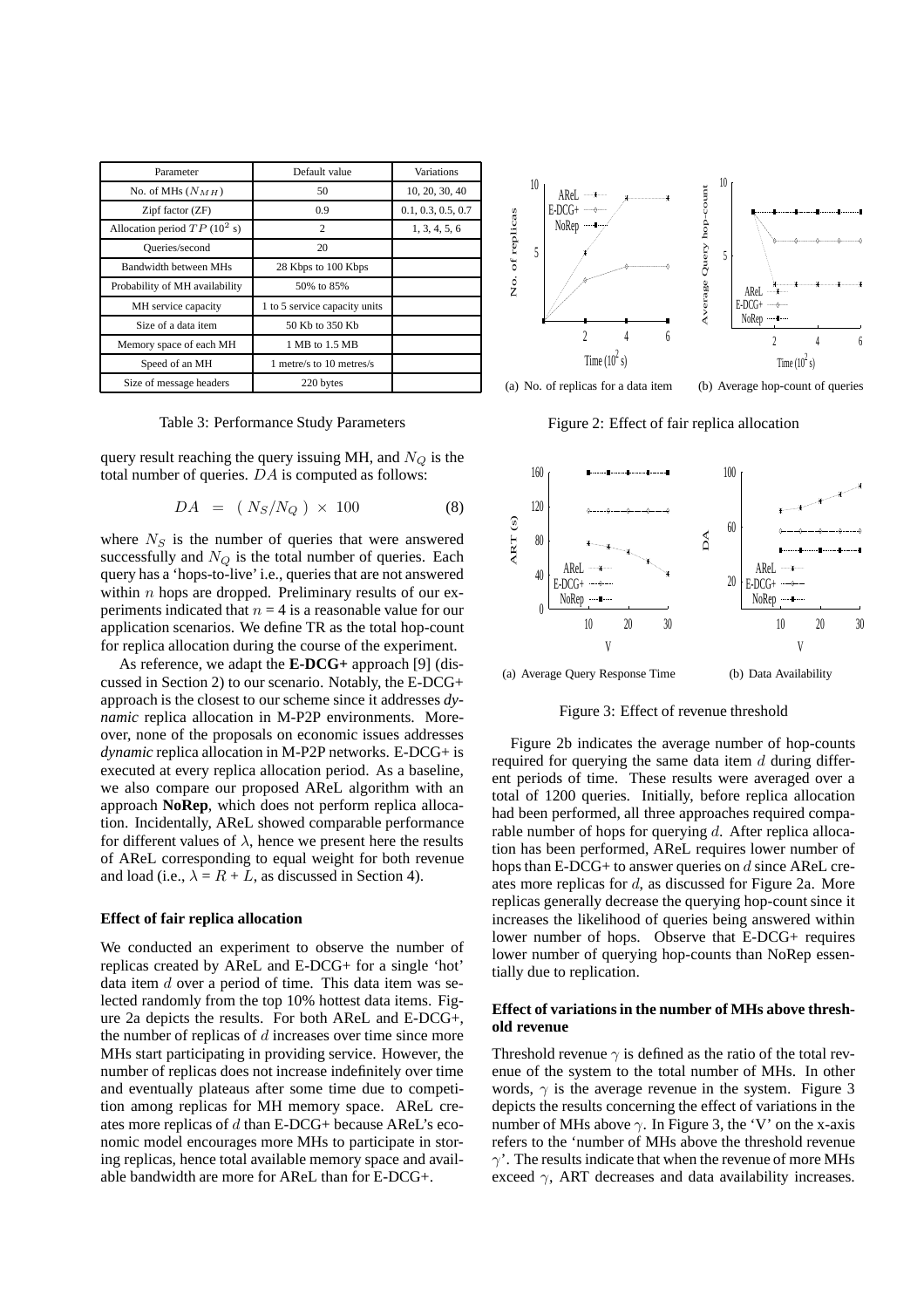| Parameter | Default value | Variations |
|---|---|---|
| No. of MHs ($N_{MH}$) | 50 | 10, 20, 30, 40 |
| Zipf factor (ZF) | 0.9 | 0.1, 0.3, 0.5, 0.7 |
| Allocation period $TP$ ($10^2$ s) | 2 | 1, 3, 4, 5, 6 |
| Queries/second | 20 | |
| Bandwidth between MHs | 28 Kbps to 100 Kbps | |
| Probability of MH availability | 50% to 85% | |
| MH service capacity | 1 to 5 service capacity units | |
| Size of a data item | 50 Kb to 350 Kb | |
| Memory space of each MH | 1 MB to 1.5 MB | |
| Speed of an MH | 1 metre/s to 10 metres/s | |
| Size of message headers | 220 bytes | |

Table 3: Performance Study Parameters

query result reaching the query issuing MH, and $N_Q$ is the total number of queries. $DA$ is computed as follows:

$$DA \;=\; (\; N_S/N_Q\;)\;\times\;100 \tag{8}$$

where $N_S$ is the number of queries that were answered successfully and $N_Q$ is the total number of queries. Each query has a 'hops-to-live' i.e., queries that are not answered within $n$ hops are dropped. Preliminary results of our experiments indicated that $n$ = 4 is a reasonable value for our application scenarios. We define TR as the total hop-count for replica allocation during the course of the experiment.

As reference, we adapt the **E-DCG+** approach [9] (discussed in Section 2) to our scenario. Notably, the E-DCG+ approach is the closest to our scheme since it addresses *dynamic* replica allocation in M-P2P environments. Moreover, none of the proposals on economic issues addresses *dynamic* replica allocation in M-P2P networks. E-DCG+ is executed at every replica allocation period. As a baseline, we also compare our proposed AReL algorithm with an approach **NoRep**, which does not perform replica allocation. Incidentally, AReL showed comparable performance for different values of $\lambda$, hence we present here the results of AReL corresponding to equal weight for both revenue and load (i.e., $\lambda$ = $R$ + $L$, as discussed in Section 4).

#### Effect of fair replica allocation

We conducted an experiment to observe the number of replicas created by AReL and E-DCG+ for a single 'hot' data item $d$ over a period of time. This data item was selected randomly from the top 10% hottest data items. Figure 2a depicts the results. For both AReL and E-DCG+, the number of replicas of $d$ increases over time since more MHs start participating in providing service. However, the number of replicas does not increase indefinitely over time and eventually plateaus after some time due to competition among replicas for MH memory space. AReL creates more replicas of $d$ than E-DCG+ because AReL's economic model encourages more MHs to participate in storing replicas, hence total available memory space and available bandwidth are more for AReL than for E-DCG+.

(a) No. of replicas for a data item

(b) Average hop-count of queries

Figure 2: Effect of fair replica allocation

(a) Average Query Response Time

(b) Data Availability

Figure 3: Effect of revenue threshold

Figure 2b indicates the average number of hop-counts required for querying the same data item $d$ during different periods of time. These results were averaged over a total of 1200 queries. Initially, before replica allocation had been performed, all three approaches required comparable number of hops for querying $d$. After replica allocation has been performed, AReL requires lower number of hops than E-DCG+ to answer queries on $d$ since AReL creates more replicas for $d$, as discussed for Figure 2a. More replicas generally decrease the querying hop-count since it increases the likelihood of queries being answered within lower number of hops. Observe that E-DCG+ requires lower number of querying hop-counts than NoRep essentially due to replication.

#### Effect of variations in the number of MHs above threshold revenue

Threshold revenue $\gamma$ is defined as the ratio of the total revenue of the system to the total number of MHs. In other words, $\gamma$ is the average revenue in the system. Figure 3 depicts the results concerning the effect of variations in the number of MHs above $\gamma$. In Figure 3, the 'V' on the x-axis refers to the 'number of MHs above the threshold revenue $\gamma$'. The results indicate that when the revenue of more MHs exceed $\gamma$, ART decreases and data availability increases.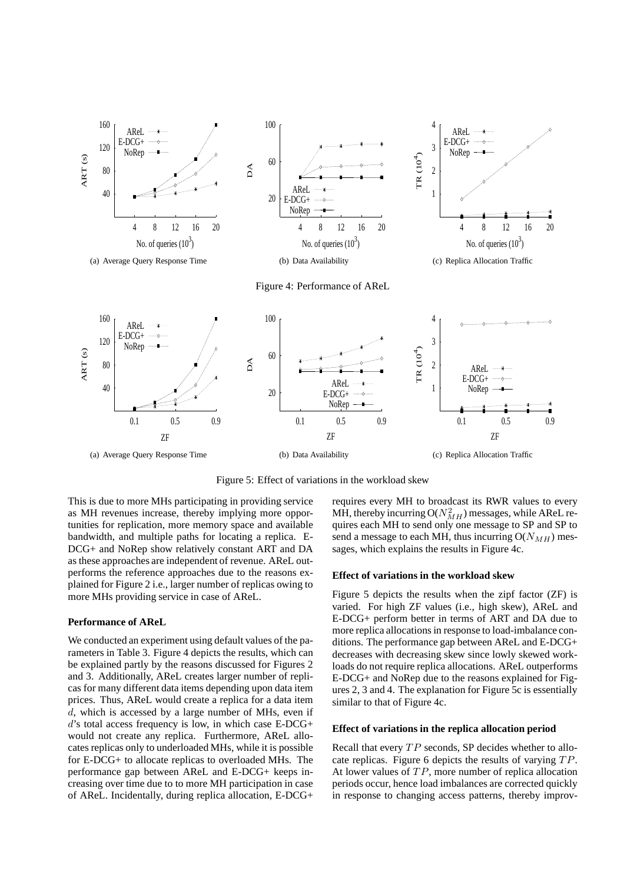(a) Average Query Response Time

(b) Data Availability

(c) Replica Allocation Traffic

Figure 4: Performance of AReL

(a) Average Query Response Time

(b) Data Availability

(c) Replica Allocation Traffic

Figure 5: Effect of variations in the workload skew

This is due to more MHs participating in providing service as MH revenues increase, thereby implying more opportunities for replication, more memory space and available bandwidth, and multiple paths for locating a replica. E-DCG+ and NoRep show relatively constant ART and DA as these approaches are independent of revenue. AReL outperforms the reference approaches due to the reasons explained for Figure 2 i.e., larger number of replicas owing to more MHs providing service in case of AReL.

#### Performance of AReL

We conducted an experiment using default values of the parameters in Table 3. Figure 4 depicts the results, which can be explained partly by the reasons discussed for Figures 2 and 3. Additionally, AReL creates larger number of replicas for many different data items depending upon data item prices. Thus, AReL would create a replica for a data item $d$, which is accessed by a large number of MHs, even if $d$'s total access frequency is low, in which case E-DCG+ would not create any replica. Furthermore, AReL allocates replicas only to underloaded MHs, while it is possible for E-DCG+ to allocate replicas to overloaded MHs. The performance gap between AReL and E-DCG+ keeps increasing over time due to to more MH participation in case of AReL. Incidentally, during replica allocation, E-DCG+ requires every MH to broadcast its RWR values to every MH, thereby incurring O($N_{MH}^2$) messages, while AReL requires each MH to send only one message to SP and SP to send a message to each MH, thus incurring O($N_{MH}$) messages, which explains the results in Figure 4c.

#### Effect of variations in the workload skew

Figure 5 depicts the results when the zipf factor (ZF) is varied. For high ZF values (i.e., high skew), AReL and E-DCG+ perform better in terms of ART and DA due to more replica allocations in response to load-imbalance conditions. The performance gap between AReL and E-DCG+ decreases with decreasing skew since lowly skewed workloads do not require replica allocations. AReL outperforms E-DCG+ and NoRep due to the reasons explained for Figures 2, 3 and 4. The explanation for Figure 5c is essentially similar to that of Figure 4c.

#### Effect of variations in the replica allocation period

Recall that every $TP$ seconds, SP decides whether to allocate replicas. Figure 6 depicts the results of varying $TP$. At lower values of $TP$, more number of replica allocation periods occur, hence load imbalances are corrected quickly in response to changing access patterns, thereby improv-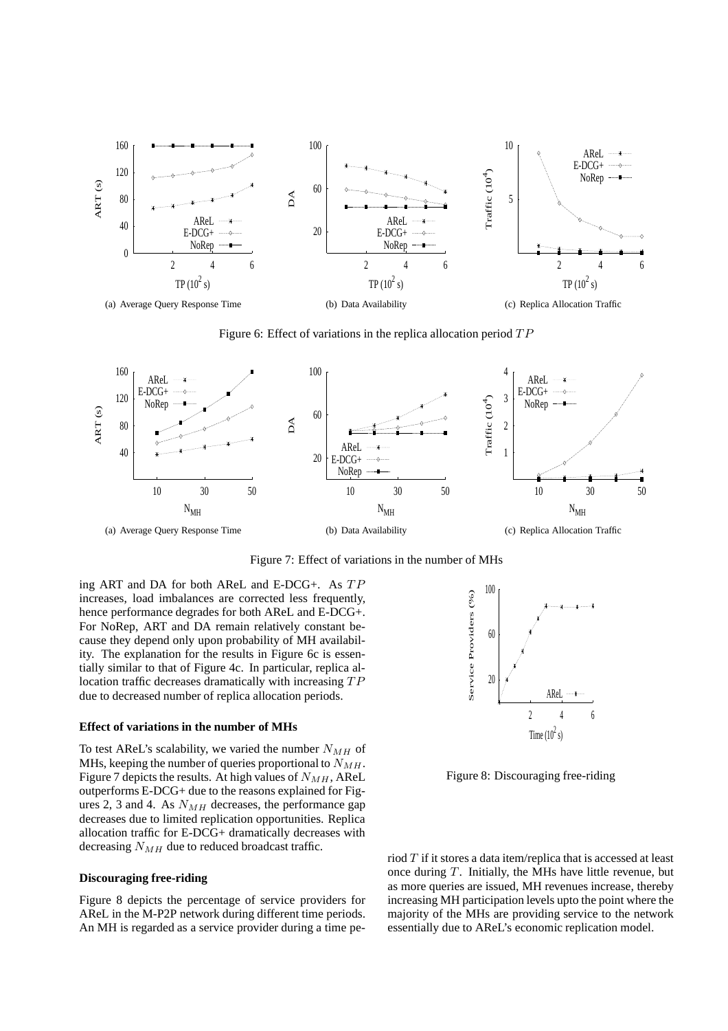(a) Average Query Response Time

(b) Data Availability

(c) Replica Allocation Traffic

Figure 6: Effect of variations in the replica allocation period $TP$

(a) Average Query Response Time

(b) Data Availability

(c) Replica Allocation Traffic

Figure 7: Effect of variations in the number of MHs

ing ART and DA for both AReL and E-DCG+. As $TP$ increases, load imbalances are corrected less frequently, hence performance degrades for both AReL and E-DCG+. For NoRep, ART and DA remain relatively constant because they depend only upon probability of MH availability. The explanation for the results in Figure 6c is essentially similar to that of Figure 4c. In particular, replica allocation traffic decreases dramatically with increasing $TP$ due to decreased number of replica allocation periods.

**Effect of variations in the number of MHs**

To test AReL's scalability, we varied the number $N_{MH}$ of MHs, keeping the number of queries proportional to $N_{MH}$. Figure 7 depicts the results. At high values of $N_{MH}$, AReL outperforms E-DCG+ due to the reasons explained for Figures 2, 3 and 4. As $N_{MH}$ decreases, the performance gap decreases due to limited replication opportunities. Replica allocation traffic for E-DCG+ dramatically decreases with decreasing $N_{MH}$ due to reduced broadcast traffic.

**Discouraging free-riding**

Figure 8 depicts the percentage of service providers for AReL in the M-P2P network during different time periods. An MH is regarded as a service provider during a time period $T$ if it stores a data item/replica that is accessed at least once during $T$. Initially, the MHs have little revenue, but as more queries are issued, MH revenues increase, thereby increasing MH participation levels upto the point where the majority of the MHs are providing service to the network essentially due to AReL's economic replication model.

Figure 8: Discouraging free-riding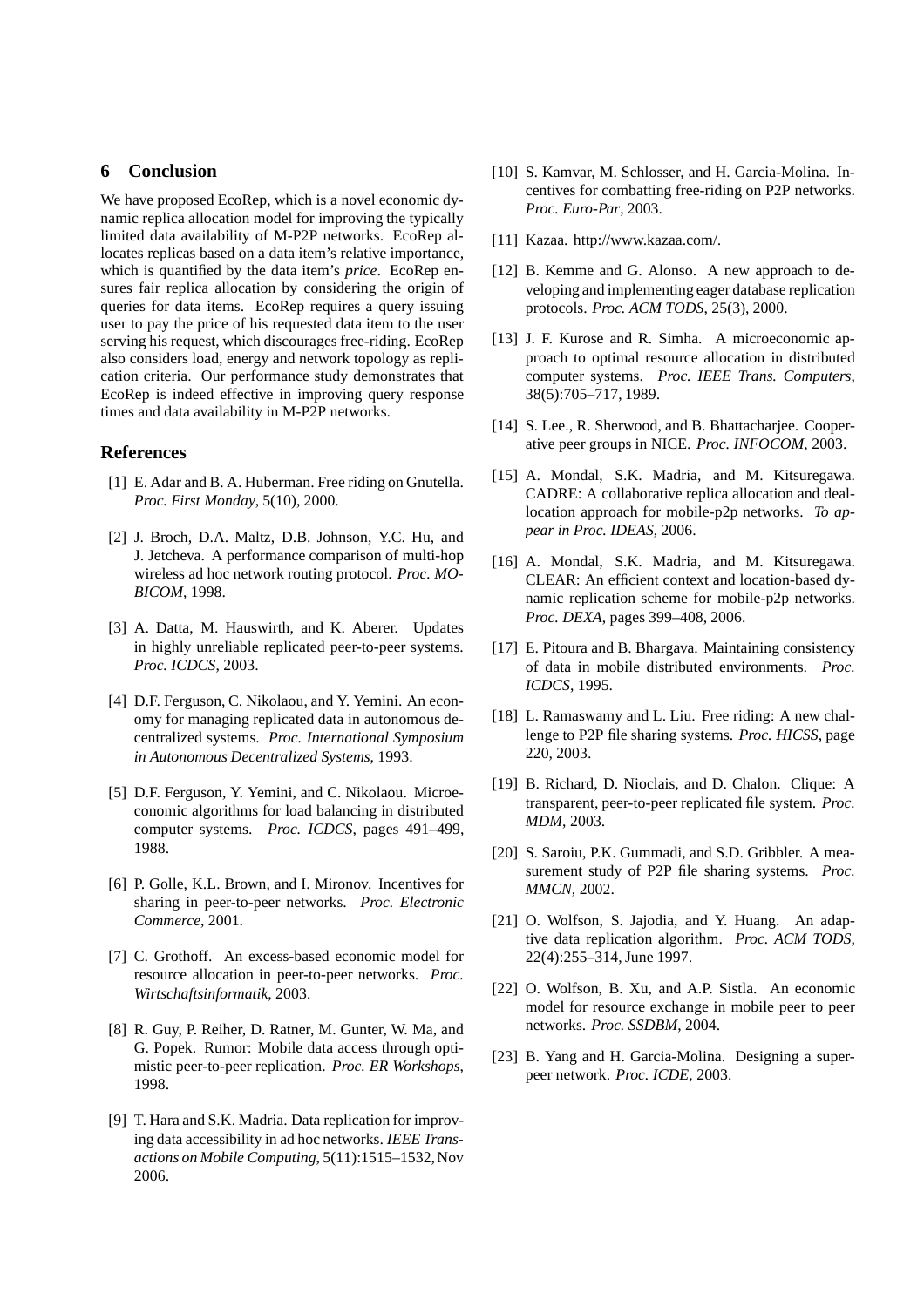## 6 Conclusion

We have proposed EcoRep, which is a novel economic dynamic replica allocation model for improving the typically limited data availability of M-P2P networks. EcoRep allocates replicas based on a data item's relative importance, which is quantified by the data item's *price*. EcoRep ensures fair replica allocation by considering the origin of queries for data items. EcoRep requires a query issuing user to pay the price of his requested data item to the user serving his request, which discourages free-riding. EcoRep also considers load, energy and network topology as replication criteria. Our performance study demonstrates that EcoRep is indeed effective in improving query response times and data availability in M-P2P networks.

## References

[1] E. Adar and B. A. Huberman. Free riding on Gnutella. *Proc. First Monday*, 5(10), 2000.

[2] J. Broch, D.A. Maltz, D.B. Johnson, Y.C. Hu, and J. Jetcheva. A performance comparison of multi-hop wireless ad hoc network routing protocol. *Proc. MOBICOM*, 1998.

[3] A. Datta, M. Hauswirth, and K. Aberer. Updates in highly unreliable replicated peer-to-peer systems. *Proc. ICDCS*, 2003.

[4] D.F. Ferguson, C. Nikolaou, and Y. Yemini. An economy for managing replicated data in autonomous decentralized systems. *Proc. International Symposium in Autonomous Decentralized Systems*, 1993.

[5] D.F. Ferguson, Y. Yemini, and C. Nikolaou. Microeconomic algorithms for load balancing in distributed computer systems. *Proc. ICDCS*, pages 491–499, 1988.

[6] P. Golle, K.L. Brown, and I. Mironov. Incentives for sharing in peer-to-peer networks. *Proc. Electronic Commerce*, 2001.

[7] C. Grothoff. An excess-based economic model for resource allocation in peer-to-peer networks. *Proc. Wirtschaftsinformatik*, 2003.

[8] R. Guy, P. Reiher, D. Ratner, M. Gunter, W. Ma, and G. Popek. Rumor: Mobile data access through optimistic peer-to-peer replication. *Proc. ER Workshops*, 1998.

[9] T. Hara and S.K. Madria. Data replication for improving data accessibility in ad hoc networks. *IEEE Transactions on Mobile Computing*, 5(11):1515–1532, Nov 2006.

[10] S. Kamvar, M. Schlosser, and H. Garcia-Molina. Incentives for combatting free-riding on P2P networks. *Proc. Euro-Par*, 2003.

[11] Kazaa. http://www.kazaa.com/.

[12] B. Kemme and G. Alonso. A new approach to developing and implementing eager database replication protocols. *Proc. ACM TODS*, 25(3), 2000.

[13] J. F. Kurose and R. Simha. A microeconomic approach to optimal resource allocation in distributed computer systems. *Proc. IEEE Trans. Computers*, 38(5):705–717, 1989.

[14] S. Lee., R. Sherwood, and B. Bhattacharjee. Cooperative peer groups in NICE. *Proc. INFOCOM*, 2003.

[15] A. Mondal, S.K. Madria, and M. Kitsuregawa. CADRE: A collaborative replica allocation and deallocation approach for mobile-p2p networks. *To appear in Proc. IDEAS*, 2006.

[16] A. Mondal, S.K. Madria, and M. Kitsuregawa. CLEAR: An efficient context and location-based dynamic replication scheme for mobile-p2p networks. *Proc. DEXA*, pages 399–408, 2006.

[17] E. Pitoura and B. Bhargava. Maintaining consistency of data in mobile distributed environments. *Proc. ICDCS*, 1995.

[18] L. Ramaswamy and L. Liu. Free riding: A new challenge to P2P file sharing systems. *Proc. HICSS*, page 220, 2003.

[19] B. Richard, D. Nioclais, and D. Chalon. Clique: A transparent, peer-to-peer replicated file system. *Proc. MDM*, 2003.

[20] S. Saroiu, P.K. Gummadi, and S.D. Gribbler. A measurement study of P2P file sharing systems. *Proc. MMCN*, 2002.

[21] O. Wolfson, S. Jajodia, and Y. Huang. An adaptive data replication algorithm. *Proc. ACM TODS*, 22(4):255–314, June 1997.

[22] O. Wolfson, B. Xu, and A.P. Sistla. An economic model for resource exchange in mobile peer to peer networks. *Proc. SSDBM*, 2004.

[23] B. Yang and H. Garcia-Molina. Designing a super-peer network. *Proc. ICDE*, 2003.